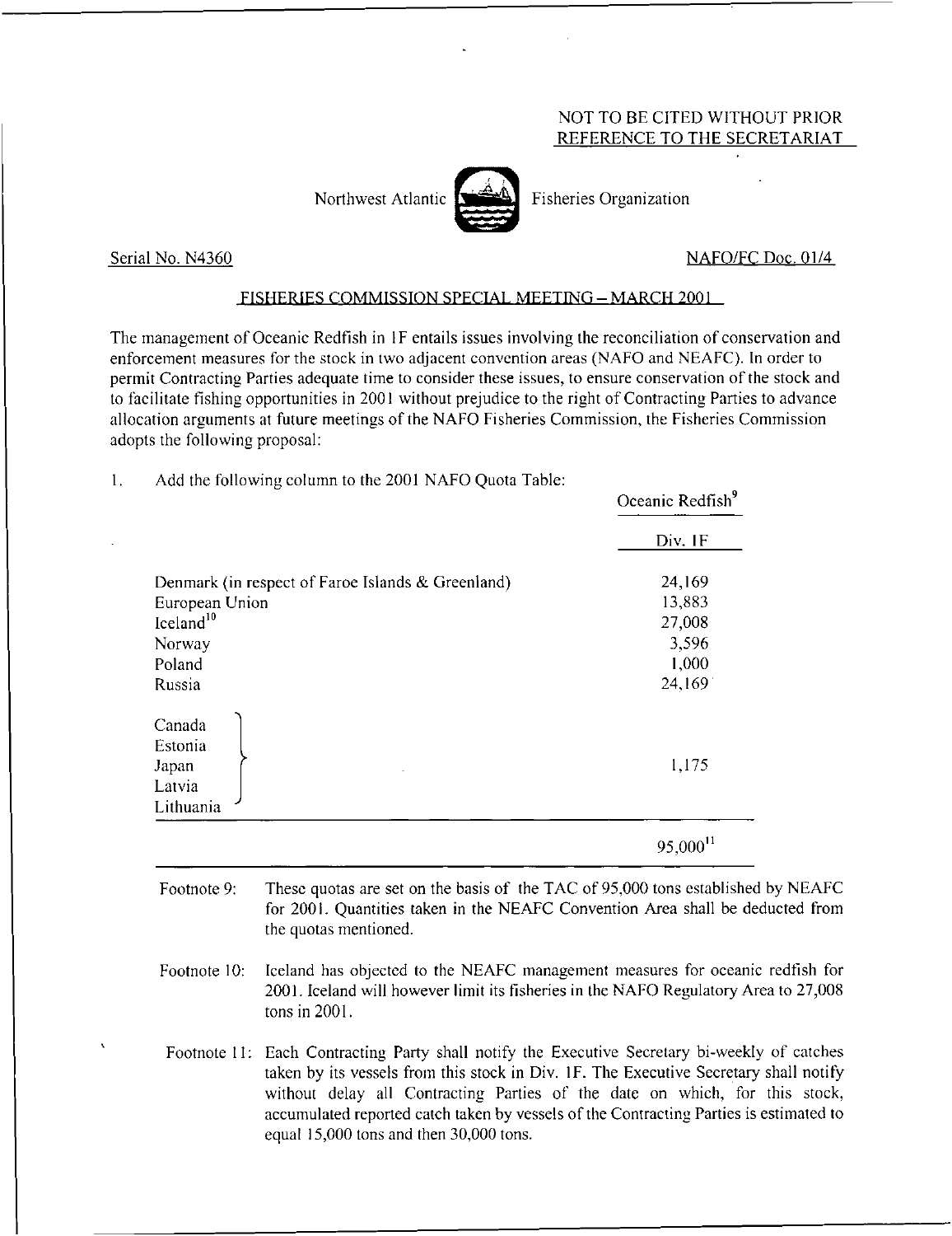NOT TO BE CITED WITHOUT PRIOR REFERENCE TO THE SECRETARIAT

Northwest Atlantic Fisheries Organization

Serial No. N4360 NAFO/FC Doc. 01/4

## FISHERIES COMMISSION SPECIAL MEETING – MARCH 2001

The management of Oceanic Redfish in 1F entails issues involving the reconciliation of conservation and enforcement measures for the stock in two adjacent convention areas (NAFO and NEAFC). In order to permit Contracting Parties adequate time to consider these issues, to ensure conservation of the stock and to facilitate fishing opportunities in 2001 without prejudice to the right of Contracting Parties to advance allocation arguments at future meetings of the NAFO Fisheries Commission, the Fisheries Commission adopts the following proposal:

1. Add the following column to the 2001 NAFO Quota Table:

| | Oceanic Redfish[9] |
|---|---|
| | Div. 1F |
| Denmark (in respect of Faroe Islands & Greenland) | 24,169 |
| European Union | 13,883 |
| Iceland[10] | 27,008 |
| Norway | 3,596 |
| Poland | 1,000 |
| Russia | 24,169 |
| Canada, Estonia, Japan, Latvia, Lithuania | 1,175 |
| | 95,000[11] |

Footnote 9: These quotas are set on the basis of the TAC of 95,000 tons established by NEAFC for 2001. Quantities taken in the NEAFC Convention Area shall be deducted from the quotas mentioned.

Footnote 10: Iceland has objected to the NEAFC management measures for oceanic redfish for 2001. Iceland will however limit its fisheries in the NAFO Regulatory Area to 27,008 tons in 2001.

Footnote 11: Each Contracting Party shall notify the Executive Secretary bi-weekly of catches taken by its vessels from this stock in Div. 1F. The Executive Secretary shall notify without delay all Contracting Parties of the date on which, for this stock, accumulated reported catch taken by vessels of the Contracting Parties is estimated to equal 15,000 tons and then 30,000 tons.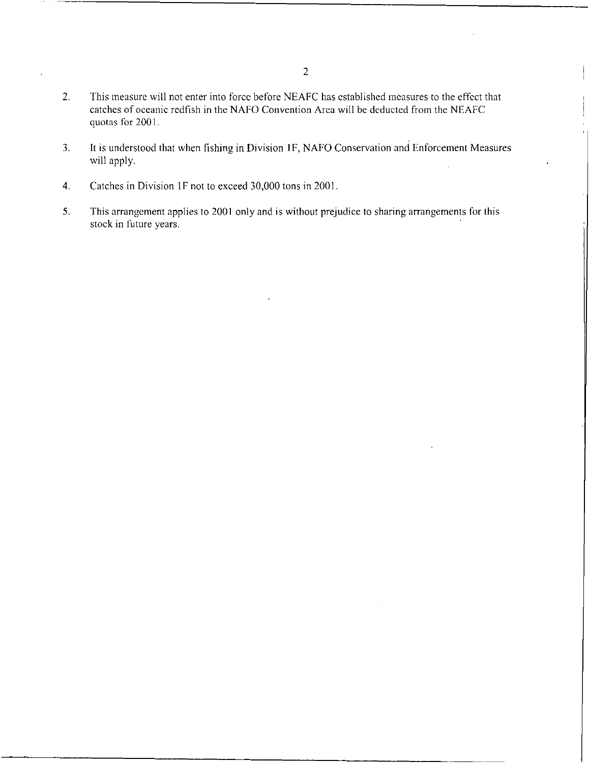2. This measure will not enter into force before NEAFC has established measures to the effect that catches of oceanic redfish in the NAFO Convention Area will be deducted from the NEAFC quotas for 2001.

3. It is understood that when fishing in Division 1F, NAFO Conservation and Enforcement Measures will apply.

4. Catches in Division 1F not to exceed 30,000 tons in 2001.

5. This arrangement applies to 2001 only and is without prejudice to sharing arrangements for this stock in future years.